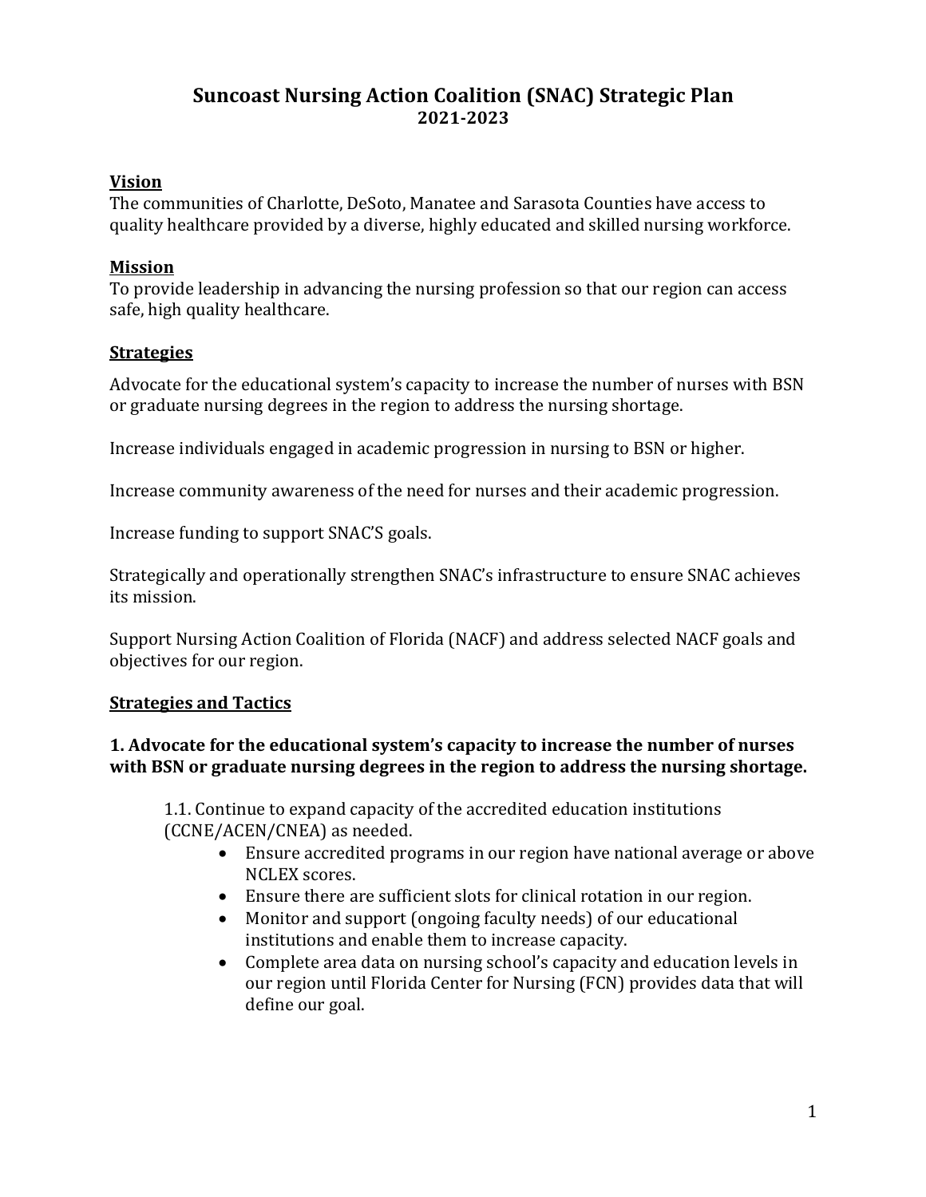# Suncoast Nursing Action Coalition (SNAC) Strategic Plan
## 2021-2023

### Vision

The communities of Charlotte, DeSoto, Manatee and Sarasota Counties have access to quality healthcare provided by a diverse, highly educated and skilled nursing workforce.

### Mission

To provide leadership in advancing the nursing profession so that our region can access safe, high quality healthcare.

### Strategies

Advocate for the educational system's capacity to increase the number of nurses with BSN or graduate nursing degrees in the region to address the nursing shortage.

Increase individuals engaged in academic progression in nursing to BSN or higher.

Increase community awareness of the need for nurses and their academic progression.

Increase funding to support SNAC'S goals.

Strategically and operationally strengthen SNAC's infrastructure to ensure SNAC achieves its mission.

Support Nursing Action Coalition of Florida (NACF) and address selected NACF goals and objectives for our region.

### Strategies and Tactics

**1. Advocate for the educational system's capacity to increase the number of nurses with BSN or graduate nursing degrees in the region to address the nursing shortage.**

1.1. Continue to expand capacity of the accredited education institutions (CCNE/ACEN/CNEA) as needed.

- Ensure accredited programs in our region have national average or above NCLEX scores.
- Ensure there are sufficient slots for clinical rotation in our region.
- Monitor and support (ongoing faculty needs) of our educational institutions and enable them to increase capacity.
- Complete area data on nursing school's capacity and education levels in our region until Florida Center for Nursing (FCN) provides data that will define our goal.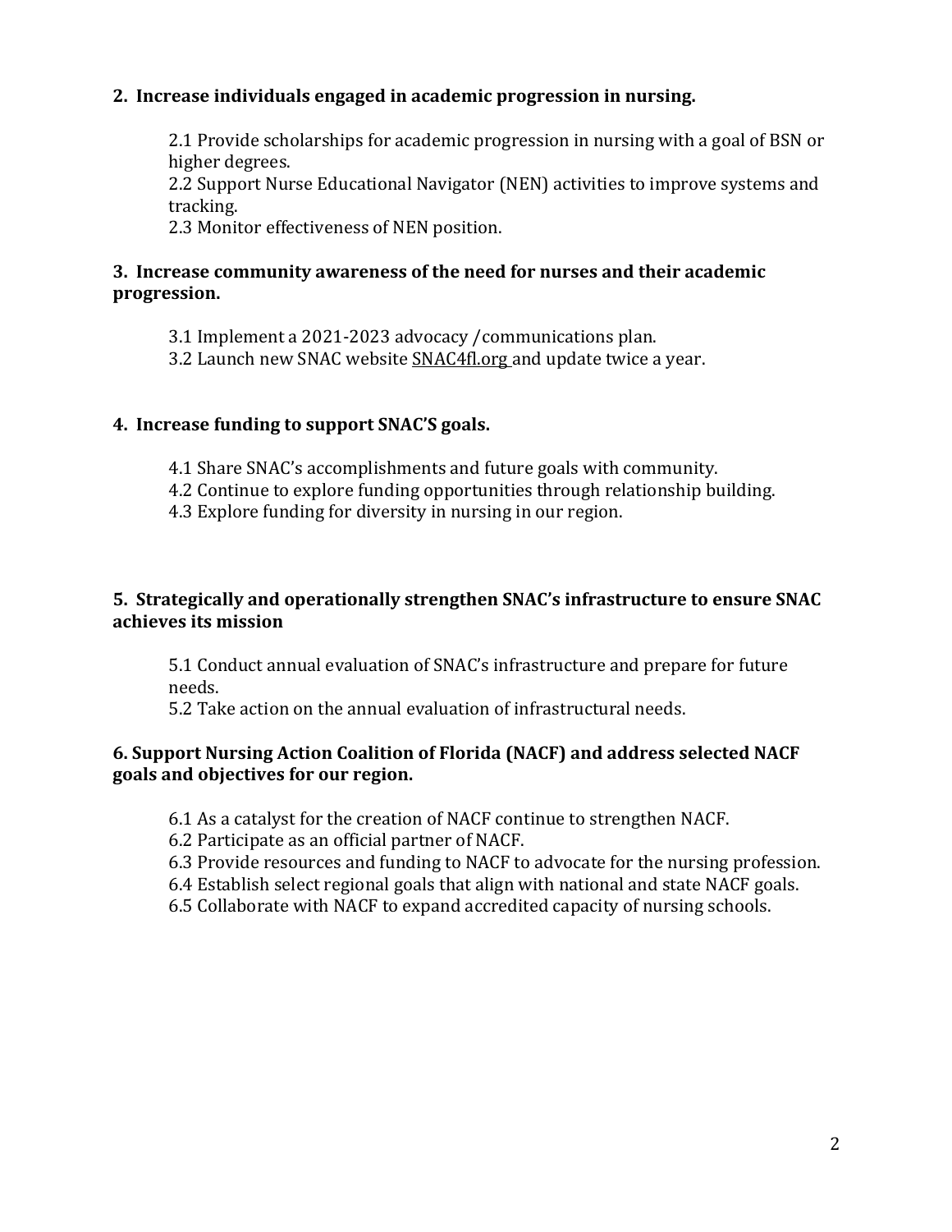**2. Increase individuals engaged in academic progression in nursing.**

2.1 Provide scholarships for academic progression in nursing with a goal of BSN or higher degrees.
2.2 Support Nurse Educational Navigator (NEN) activities to improve systems and tracking.
2.3 Monitor effectiveness of NEN position.

**3. Increase community awareness of the need for nurses and their academic progression.**

3.1 Implement a 2021-2023 advocacy /communications plan.
3.2 Launch new SNAC website SNAC4fl.org and update twice a year.

**4. Increase funding to support SNAC'S goals.**

4.1 Share SNAC's accomplishments and future goals with community.
4.2 Continue to explore funding opportunities through relationship building.
4.3 Explore funding for diversity in nursing in our region.

**5. Strategically and operationally strengthen SNAC's infrastructure to ensure SNAC achieves its mission**

5.1 Conduct annual evaluation of SNAC's infrastructure and prepare for future needs.
5.2 Take action on the annual evaluation of infrastructural needs.

**6. Support Nursing Action Coalition of Florida (NACF) and address selected NACF goals and objectives for our region.**

6.1 As a catalyst for the creation of NACF continue to strengthen NACF.
6.2 Participate as an official partner of NACF.
6.3 Provide resources and funding to NACF to advocate for the nursing profession.
6.4 Establish select regional goals that align with national and state NACF goals.
6.5 Collaborate with NACF to expand accredited capacity of nursing schools.